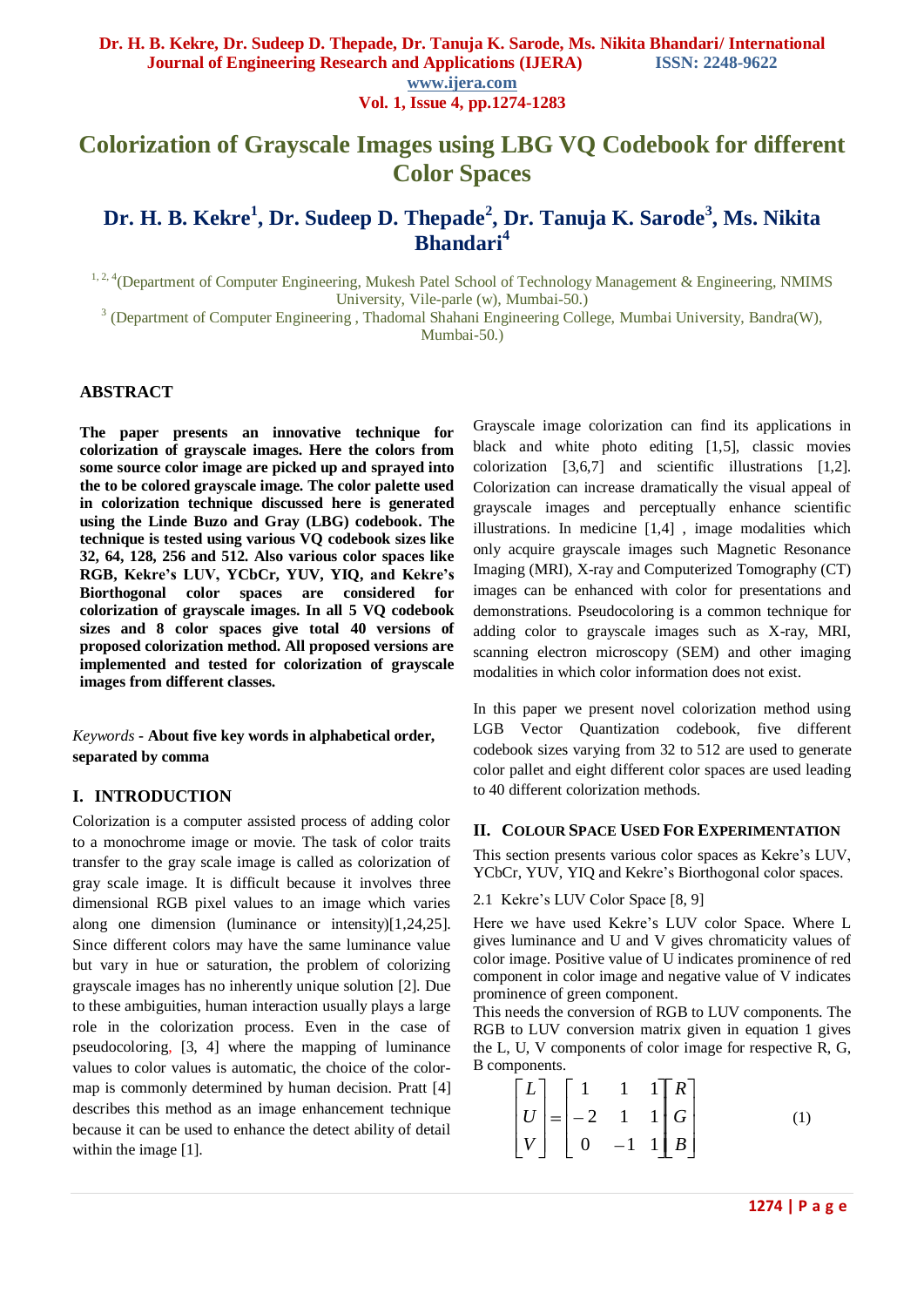# Colorization of Grayscale Images using LBG VQ Codebook for different Color Spaces

## Dr. H. B. Kekre[1], Dr. Sudeep D. Thepade[2], Dr. Tanuja K. Sarode[3], Ms. Nikita Bhandari[4]

[1, 2, 4](Department of Computer Engineering, Mukesh Patel School of Technology Management & Engineering, NMIMS University, Vile-parle (w), Mumbai-50.)

[3] (Department of Computer Engineering , Thadomal Shahani Engineering College, Mumbai University, Bandra(W), Mumbai-50.)

## ABSTRACT

**The paper presents an innovative technique for colorization of grayscale images. Here the colors from some source color image are picked up and sprayed into the to be colored grayscale image. The color palette used in colorization technique discussed here is generated using the Linde Buzo and Gray (LBG) codebook. The technique is tested using various VQ codebook sizes like 32, 64, 128, 256 and 512. Also various color spaces like RGB, Kekre's LUV, YCbCr, YUV, YIQ, and Kekre's Biorthogonal color spaces are considered for colorization of grayscale images. In all 5 VQ codebook sizes and 8 color spaces give total 40 versions of proposed colorization method. All proposed versions are implemented and tested for colorization of grayscale images from different classes.**

*Keywords* - **About five key words in alphabetical order, separated by comma**

## I. INTRODUCTION

Colorization is a computer assisted process of adding color to a monochrome image or movie. The task of color traits transfer to the gray scale image is called as colorization of gray scale image. It is difficult because it involves three dimensional RGB pixel values to an image which varies along one dimension (luminance or intensity)[1,24,25]. Since different colors may have the same luminance value but vary in hue or saturation, the problem of colorizing grayscale images has no inherently unique solution [2]. Due to these ambiguities, human interaction usually plays a large role in the colorization process. Even in the case of pseudocoloring, [3, 4] where the mapping of luminance values to color values is automatic, the choice of the color-map is commonly determined by human decision. Pratt [4] describes this method as an image enhancement technique because it can be used to enhance the detect ability of detail within the image [1].

Grayscale image colorization can find its applications in black and white photo editing [1,5], classic movies colorization [3,6,7] and scientific illustrations [1,2]. Colorization can increase dramatically the visual appeal of grayscale images and perceptually enhance scientific illustrations. In medicine [1,4] , image modalities which only acquire grayscale images such Magnetic Resonance Imaging (MRI), X-ray and Computerized Tomography (CT) images can be enhanced with color for presentations and demonstrations. Pseudocoloring is a common technique for adding color to grayscale images such as X-ray, MRI, scanning electron microscopy (SEM) and other imaging modalities in which color information does not exist.

In this paper we present novel colorization method using LGB Vector Quantization codebook, five different codebook sizes varying from 32 to 512 are used to generate color pallet and eight different color spaces are used leading to 40 different colorization methods.

## II. COLOUR SPACE USED FOR EXPERIMENTATION

This section presents various color spaces as Kekre's LUV, YCbCr, YUV, YIQ and Kekre's Biorthogonal color spaces.

### 2.1 Kekre's LUV Color Space [8, 9]

Here we have used Kekre's LUV color Space. Where L gives luminance and U and V gives chromaticity values of color image. Positive value of U indicates prominence of red component in color image and negative value of V indicates prominence of green component.

This needs the conversion of RGB to LUV components. The RGB to LUV conversion matrix given in equation 1 gives the L, U, V components of color image for respective R, G, B components.

$$\begin{bmatrix} L \\ U \\ V \end{bmatrix} = \begin{bmatrix} 1 & 1 & 1 \\ -2 & 1 & 1 \\ 0 & -1 & 1 \end{bmatrix} \begin{bmatrix} R \\ G \\ B \end{bmatrix} \quad (1)$$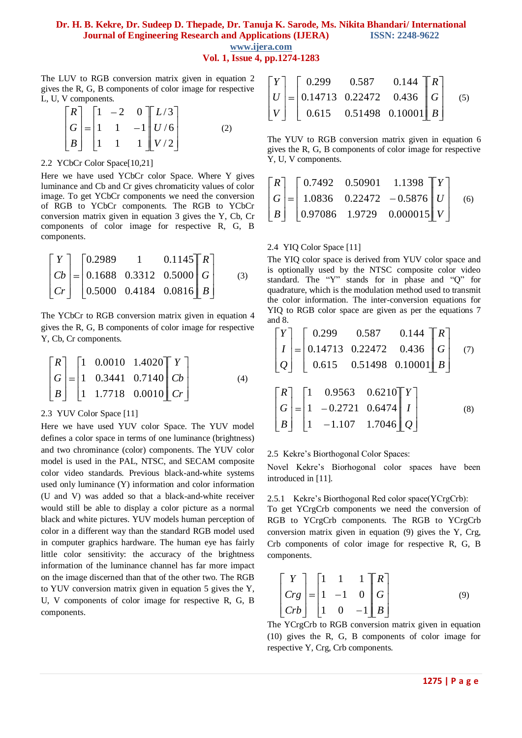The LUV to RGB conversion matrix given in equation 2 gives the R, G, B components of color image for respective L, U, V components.

$$\begin{bmatrix} R \\ G \\ B \end{bmatrix} = \begin{bmatrix} 1 & -2 & 0 \\ 1 & 1 & -1 \\ 1 & 1 & 1 \end{bmatrix} \begin{bmatrix} L/3 \\ U/6 \\ V/2 \end{bmatrix} \quad (2)$$

2.2 YCbCr Color Space[10,21]

Here we have used YCbCr color Space. Where Y gives luminance and Cb and Cr gives chromaticity values of color image. To get YCbCr components we need the conversion of RGB to YCbCr components. The RGB to YCbCr conversion matrix given in equation 3 gives the Y, Cb, Cr components of color image for respective R, G, B components.

$$\begin{bmatrix} Y \\ Cb \\ Cr \end{bmatrix} = \begin{bmatrix} 0.2989 & 1 & 0.1145 \\ 0.1688 & 0.3312 & 0.5000 \\ 0.5000 & 0.4184 & 0.0816 \end{bmatrix} \begin{bmatrix} R \\ G \\ B \end{bmatrix} \quad (3)$$

The YCbCr to RGB conversion matrix given in equation 4 gives the R, G, B components of color image for respective Y, Cb, Cr components.

$$\begin{bmatrix} R \\ G \\ B \end{bmatrix} = \begin{bmatrix} 1 & 0.0010 & 1.4020 \\ 1 & 0.3441 & 0.7140 \\ 1 & 1.7718 & 0.0010 \end{bmatrix} \begin{bmatrix} Y \\ Cb \\ Cr \end{bmatrix} \quad (4)$$

2.3 YUV Color Space [11]

Here we have used YUV color Space. The YUV model defines a color space in terms of one luminance (brightness) and two chrominance (color) components. The YUV color model is used in the PAL, NTSC, and SECAM composite color video standards. Previous black-and-white systems used only luminance (Y) information and color information (U and V) was added so that a black-and-white receiver would still be able to display a color picture as a normal black and white pictures. YUV models human perception of color in a different way than the standard RGB model used in computer graphics hardware. The human eye has fairly little color sensitivity: the accuracy of the brightness information of the luminance channel has far more impact on the image discerned than that of the other two. The RGB to YUV conversion matrix given in equation 5 gives the Y, U, V components of color image for respective R, G, B components.

$$\begin{bmatrix} Y \\ U \\ V \end{bmatrix} = \begin{bmatrix} 0.299 & 0.587 & 0.144 \\ 0.14713 & 0.22472 & 0.436 \\ 0.615 & 0.51498 & 0.10001 \end{bmatrix} \begin{bmatrix} R \\ G \\ B \end{bmatrix} \quad (5)$$

The YUV to RGB conversion matrix given in equation 6 gives the R, G, B components of color image for respective Y, U, V components.

$$\begin{bmatrix} R \\ G \\ B \end{bmatrix} = \begin{bmatrix} 0.7492 & 0.50901 & 1.1398 \\ 1.0836 & 0.22472 & -0.5876 \\ 0.97086 & 1.9729 & 0.000015 \end{bmatrix} \begin{bmatrix} Y \\ U \\ V \end{bmatrix} \quad (6)$$

2.4 YIQ Color Space [11]

The YIQ color space is derived from YUV color space and is optionally used by the NTSC composite color video standard. The "Y" stands for in phase and "Q" for quadrature, which is the modulation method used to transmit the color information. The inter-conversion equations for YIQ to RGB color space are given as per the equations 7 and 8.

$$\begin{bmatrix} Y \\ I \\ Q \end{bmatrix} = \begin{bmatrix} 0.299 & 0.587 & 0.144 \\ 0.14713 & 0.22472 & 0.436 \\ 0.615 & 0.51498 & 0.10001 \end{bmatrix} \begin{bmatrix} R \\ G \\ B \end{bmatrix} \quad (7)$$

$$\begin{bmatrix} R \\ G \\ B \end{bmatrix} = \begin{bmatrix} 1 & 0.9563 & 0.6210 \\ 1 & -0.2721 & 0.6474 \\ 1 & -1.107 & 1.7046 \end{bmatrix} \begin{bmatrix} Y \\ I \\ Q \end{bmatrix} \quad (8)$$

2.5 Kekre's Biorthogonal Color Spaces:

Novel Kekre's Biorhogonal color spaces have been introduced in [11].

2.5.1 Kekre's Biorthogonal Red color space(YCrgCrb):

To get YCrgCrb components we need the conversion of RGB to YCrgCrb components. The RGB to YCrgCrb conversion matrix given in equation (9) gives the Y, Crg, Crb components of color image for respective R, G, B components.

$$\begin{bmatrix} Y \\ Crg \\ Crb \end{bmatrix} = \begin{bmatrix} 1 & 1 & 1 \\ 1 & -1 & 0 \\ 1 & 0 & -1 \end{bmatrix} \begin{bmatrix} R \\ G \\ B \end{bmatrix} \quad (9)$$

The YCrgCrb to RGB conversion matrix given in equation (10) gives the R, G, B components of color image for respective Y, Crg, Crb components.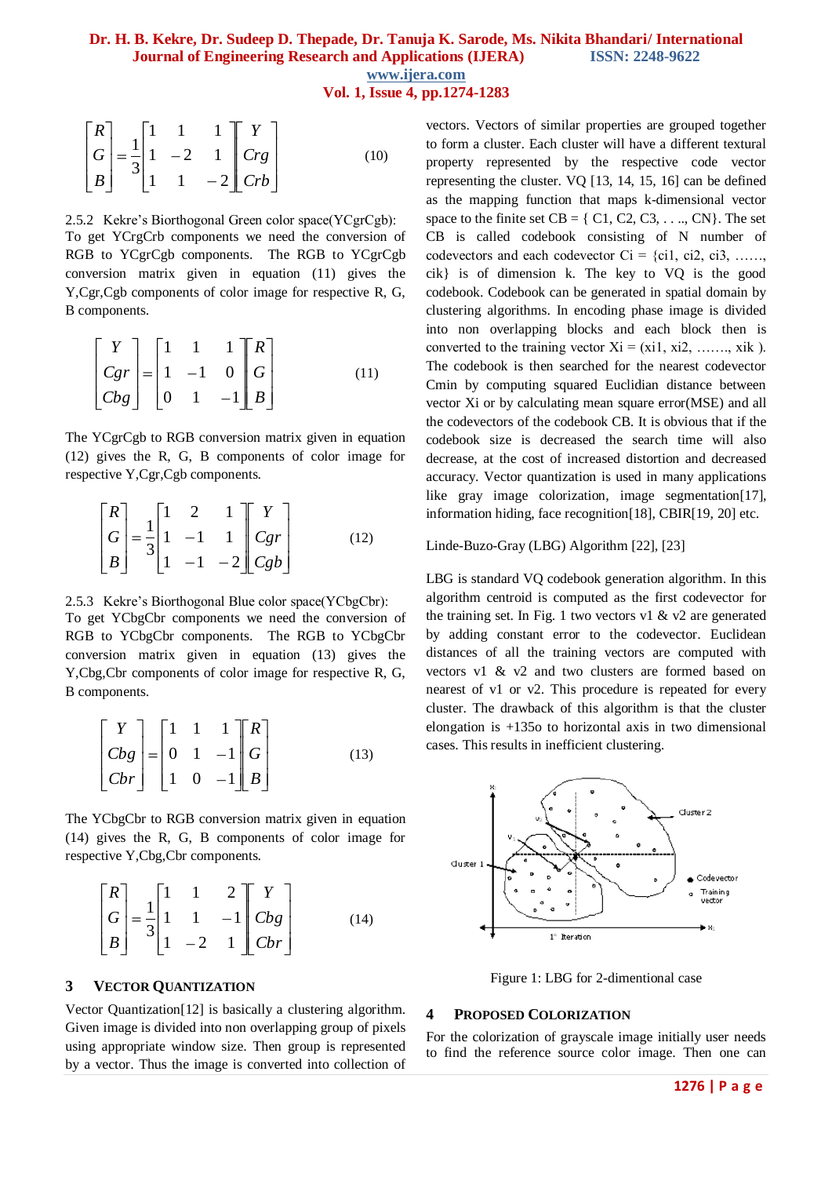$$\begin{bmatrix} R \\ G \\ B \end{bmatrix} = \frac{1}{3}\begin{bmatrix} 1 & 1 & 1 \\ 1 & -2 & 1 \\ 1 & 1 & -2 \end{bmatrix}\begin{bmatrix} Y \\ Crg \\ Crb \end{bmatrix} \quad (10)$$

2.5.2 Kekre's Biorthogonal Green color space(YCgrCgb):
To get YCrgCrb components we need the conversion of RGB to YCgrCgb components. The RGB to YCgrCgb conversion matrix given in equation (11) gives the Y,Cgr,Cgb components of color image for respective R, G, B components.

$$\begin{bmatrix} Y \\ Cgr \\ Cbg \end{bmatrix} = \begin{bmatrix} 1 & 1 & 1 \\ 1 & -1 & 0 \\ 0 & 1 & -1 \end{bmatrix}\begin{bmatrix} R \\ G \\ B \end{bmatrix} \quad (11)$$

The YCgrCgb to RGB conversion matrix given in equation (12) gives the R, G, B components of color image for respective Y,Cgr,Cgb components.

$$\begin{bmatrix} R \\ G \\ B \end{bmatrix} = \frac{1}{3}\begin{bmatrix} 1 & 2 & 1 \\ 1 & -1 & 1 \\ 1 & -1 & -2 \end{bmatrix}\begin{bmatrix} Y \\ Cgr \\ Cgb \end{bmatrix} \quad (12)$$

2.5.3 Kekre's Biorthogonal Blue color space(YCbgCbr):
To get YCbgCbr components we need the conversion of RGB to YCbgCbr components. The RGB to YCbgCbr conversion matrix given in equation (13) gives the Y,Cbg,Cbr components of color image for respective R, G, B components.

$$\begin{bmatrix} Y \\ Cbg \\ Cbr \end{bmatrix} = \begin{bmatrix} 1 & 1 & 1 \\ 0 & 1 & -1 \\ 1 & 0 & -1 \end{bmatrix}\begin{bmatrix} R \\ G \\ B \end{bmatrix} \quad (13)$$

The YCbgCbr to RGB conversion matrix given in equation (14) gives the R, G, B components of color image for respective Y,Cbg,Cbr components.

$$\begin{bmatrix} R \\ G \\ B \end{bmatrix} = \frac{1}{3}\begin{bmatrix} 1 & 1 & 2 \\ 1 & 1 & -1 \\ 1 & -2 & 1 \end{bmatrix}\begin{bmatrix} Y \\ Cbg \\ Cbr \end{bmatrix} \quad (14)$$

## 3 VECTOR QUANTIZATION

Vector Quantization[12] is basically a clustering algorithm. Given image is divided into non overlapping group of pixels using appropriate window size. Then group is represented by a vector. Thus the image is converted into collection of vectors. Vectors of similar properties are grouped together to form a cluster. Each cluster will have a different textural property represented by the respective code vector representing the cluster. VQ [13, 14, 15, 16] can be defined as the mapping function that maps k-dimensional vector space to the finite set CB = { C1, C2, C3, . . .., CN}. The set CB is called codebook consisting of N number of codevectors and each codevector Ci = {ci1, ci2, ci3, ……, cik} is of dimension k. The key to VQ is the good codebook. Codebook can be generated in spatial domain by clustering algorithms. In encoding phase image is divided into non overlapping blocks and each block then is converted to the training vector Xi = (xi1, xi2, ……., xik ). The codebook is then searched for the nearest codevector Cmin by computing squared Euclidian distance between vector Xi or by calculating mean square error(MSE) and all the codevectors of the codebook CB. It is obvious that if the codebook size is decreased the search time will also decrease, at the cost of increased distortion and decreased accuracy. Vector quantization is used in many applications like gray image colorization, image segmentation[17], information hiding, face recognition[18], CBIR[19, 20] etc.

Linde-Buzo-Gray (LBG) Algorithm [22], [23]

LBG is standard VQ codebook generation algorithm. In this algorithm centroid is computed as the first codevector for the training set. In Fig. 1 two vectors v1 & v2 are generated by adding constant error to the codevector. Euclidean distances of all the training vectors are computed with vectors v1 & v2 and two clusters are formed based on nearest of v1 or v2. This procedure is repeated for every cluster. The drawback of this algorithm is that the cluster elongation is +135o to horizontal axis in two dimensional cases. This results in inefficient clustering.

Figure 1: LBG for 2-dimentional case

## 4 PROPOSED COLORIZATION

For the colorization of grayscale image initially user needs to find the reference source color image. Then one can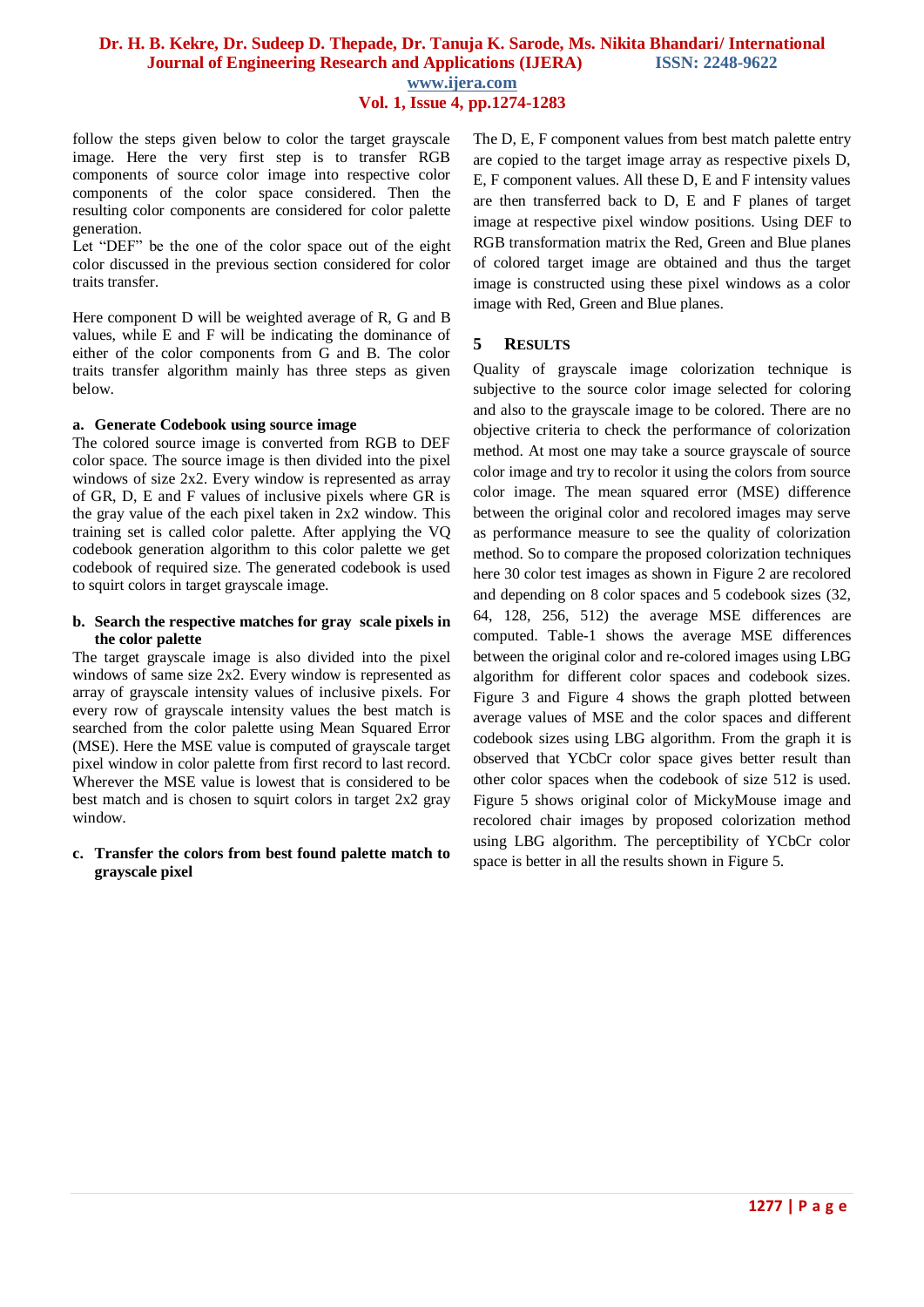follow the steps given below to color the target grayscale image. Here the very first step is to transfer RGB components of source color image into respective color components of the color space considered. Then the resulting color components are considered for color palette generation.

Let "DEF" be the one of the color space out of the eight color discussed in the previous section considered for color traits transfer.

Here component D will be weighted average of R, G and B values, while E and F will be indicating the dominance of either of the color components from G and B. The color traits transfer algorithm mainly has three steps as given below.

**a. Generate Codebook using source image**

The colored source image is converted from RGB to DEF color space. The source image is then divided into the pixel windows of size 2x2. Every window is represented as array of GR, D, E and F values of inclusive pixels where GR is the gray value of the each pixel taken in 2x2 window. This training set is called color palette. After applying the VQ codebook generation algorithm to this color palette we get codebook of required size. The generated codebook is used to squirt colors in target grayscale image.

**b. Search the respective matches for gray scale pixels in the color palette**

The target grayscale image is also divided into the pixel windows of same size 2x2. Every window is represented as array of grayscale intensity values of inclusive pixels. For every row of grayscale intensity values the best match is searched from the color palette using Mean Squared Error (MSE). Here the MSE value is computed of grayscale target pixel window in color palette from first record to last record. Wherever the MSE value is lowest that is considered to be best match and is chosen to squirt colors in target 2x2 gray window.

**c. Transfer the colors from best found palette match to grayscale pixel**

The D, E, F component values from best match palette entry are copied to the target image array as respective pixels D, E, F component values. All these D, E and F intensity values are then transferred back to D, E and F planes of target image at respective pixel window positions. Using DEF to RGB transformation matrix the Red, Green and Blue planes of colored target image are obtained and thus the target image is constructed using these pixel windows as a color image with Red, Green and Blue planes.

## 5 RESULTS

Quality of grayscale image colorization technique is subjective to the source color image selected for coloring and also to the grayscale image to be colored. There are no objective criteria to check the performance of colorization method. At most one may take a source grayscale of source color image and try to recolor it using the colors from source color image. The mean squared error (MSE) difference between the original color and recolored images may serve as performance measure to see the quality of colorization method. So to compare the proposed colorization techniques here 30 color test images as shown in Figure 2 are recolored and depending on 8 color spaces and 5 codebook sizes (32, 64, 128, 256, 512) the average MSE differences are computed. Table-1 shows the average MSE differences between the original color and re-colored images using LBG algorithm for different color spaces and codebook sizes. Figure 3 and Figure 4 shows the graph plotted between average values of MSE and the color spaces and different codebook sizes using LBG algorithm. From the graph it is observed that YCbCr color space gives better result than other color spaces when the codebook of size 512 is used. Figure 5 shows original color of MickyMouse image and recolored chair images by proposed colorization method using LBG algorithm. The perceptibility of YCbCr color space is better in all the results shown in Figure 5.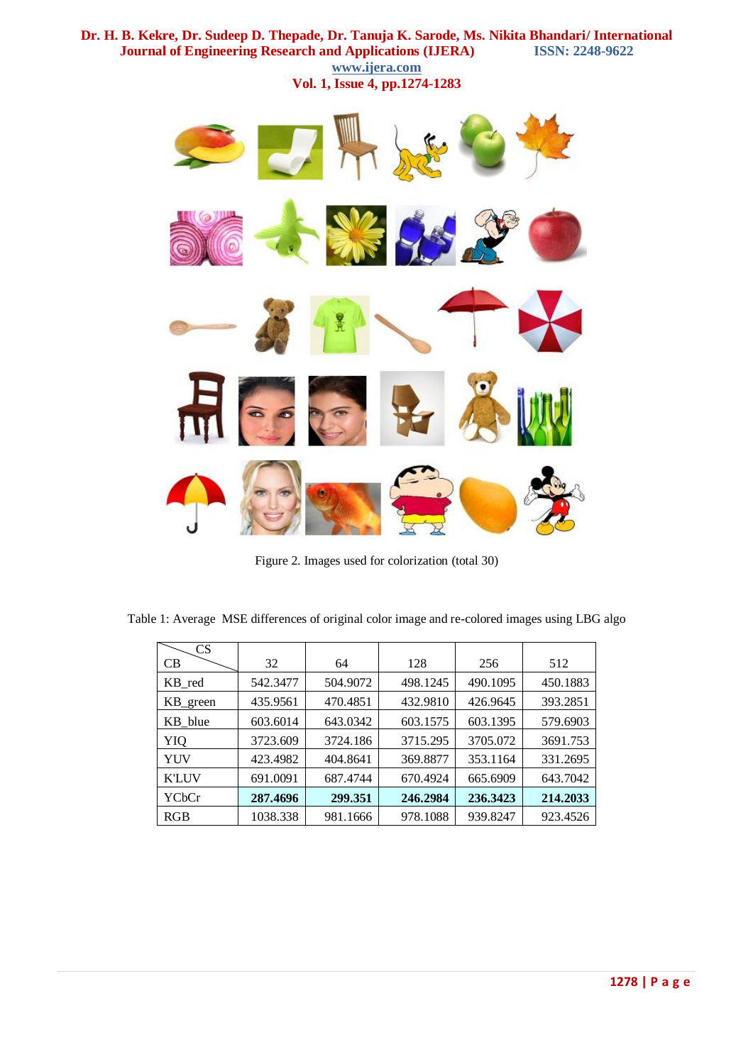Figure 2. Images used for colorization (total 30)

Table 1: Average MSE differences of original color image and re-colored images using LBG algo

| CB \ CS | 32 | 64 | 128 | 256 | 512 |
|---|---|---|---|---|---|
| KB_red | 542.3477 | 504.9072 | 498.1245 | 490.1095 | 450.1883 |
| KB_green | 435.9561 | 470.4851 | 432.9810 | 426.9645 | 393.2851 |
| KB_blue | 603.6014 | 643.0342 | 603.1575 | 603.1395 | 579.6903 |
| YIQ | 3723.609 | 3724.186 | 3715.295 | 3705.072 | 3691.753 |
| YUV | 423.4982 | 404.8641 | 369.8877 | 353.1164 | 331.2695 |
| K'LUV | 691.0091 | 687.4744 | 670.4924 | 665.6909 | 643.7042 |
| YCbCr | **287.4696** | **299.351** | **246.2984** | **236.3423** | **214.2033** |
| RGB | 1038.338 | 981.1666 | 978.1088 | 939.8247 | 923.4526 |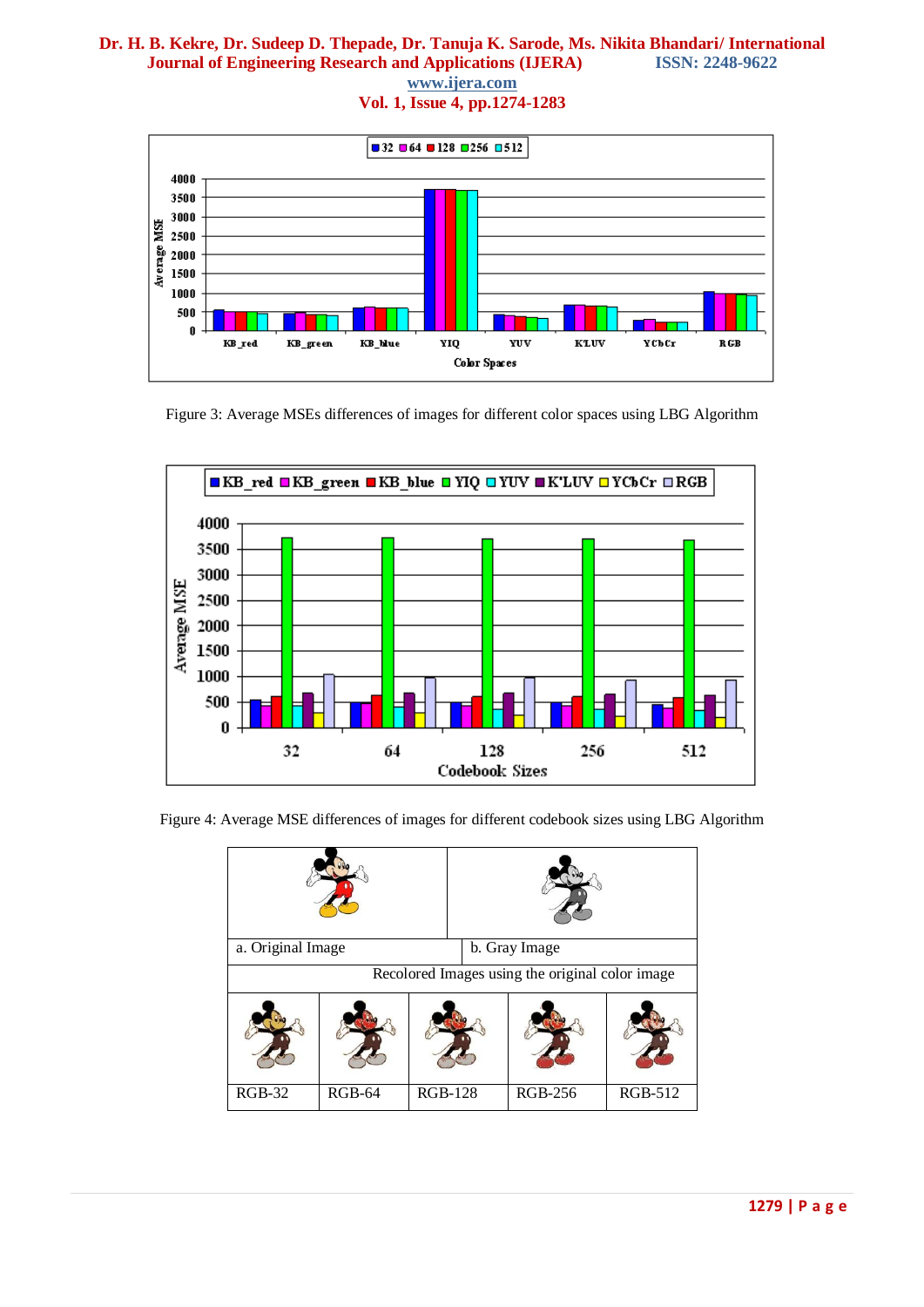Figure 3: Average MSEs differences of images for different color spaces using LBG Algorithm

Figure 4: Average MSE differences of images for different codebook sizes using LBG Algorithm

| a. Original Image | | b. Gray Image | | |
|---|---|---|---|---|
| Recolored Images using the original color image | | | | |
| RGB-32 | RGB-64 | RGB-128 | RGB-256 | RGB-512 |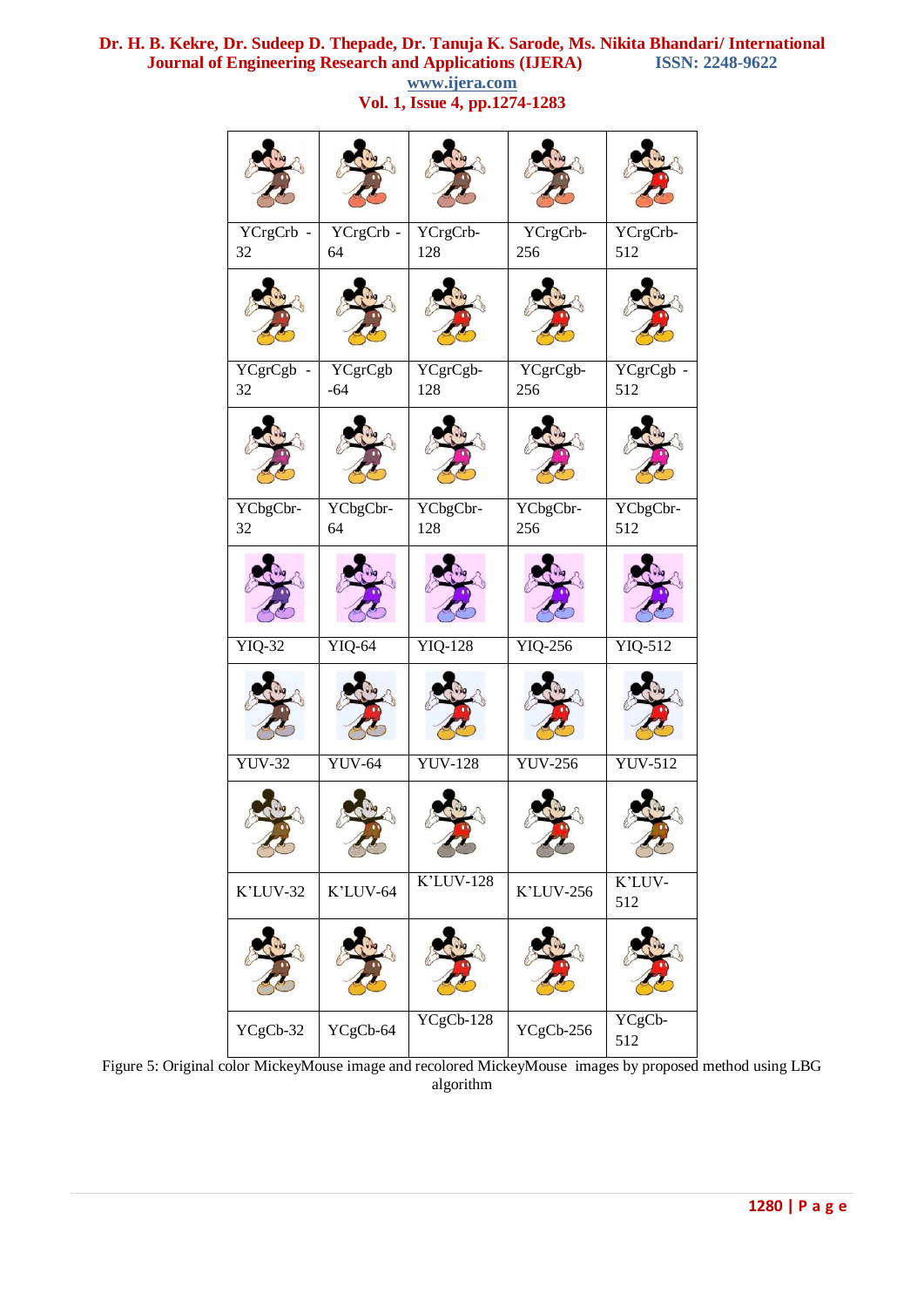| | | | | |
|---|---|---|---|---|
| YCrgCrb - 32 | YCrgCrb - 64 | YCrgCrb-128 | YCrgCrb-256 | YCrgCrb-512 |
| | | | | |
| YCgrCgb - 32 | YCgrCgb -64 | YCgrCgb-128 | YCgrCgb-256 | YCgrCgb - 512 |
| | | | | |
| YCbgCbr-32 | YCbgCbr-64 | YCbgCbr-128 | YCbgCbr-256 | YCbgCbr-512 |
| | | | | |
| YIQ-32 | YIQ-64 | YIQ-128 | YIQ-256 | YIQ-512 |
| | | | | |
| YUV-32 | YUV-64 | YUV-128 | YUV-256 | YUV-512 |
| | | | | |
| K'LUV-32 | K'LUV-64 | K'LUV-128 | K'LUV-256 | K'LUV-512 |
| | | | | |
| YCgCb-32 | YCgCb-64 | YCgCb-128 | YCgCb-256 | YCgCb-512 |

Figure 5: Original color MickeyMouse image and recolored MickeyMouse images by proposed method using LBG algorithm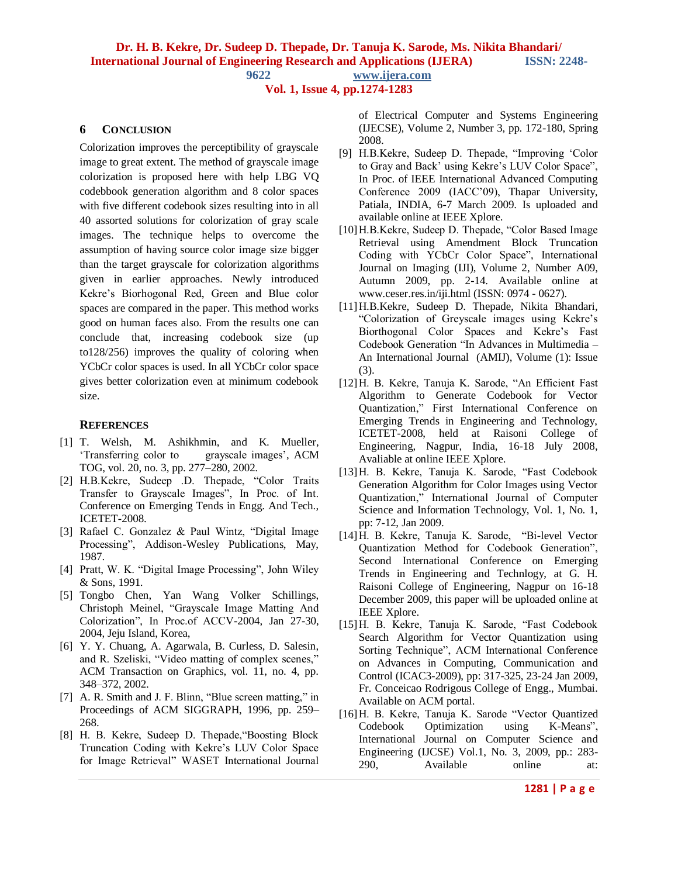## 6 CONCLUSION

Colorization improves the perceptibility of grayscale image to great extent. The method of grayscale image colorization is proposed here with help LBG VQ codebbook generation algorithm and 8 color spaces with five different codebook sizes resulting into in all 40 assorted solutions for colorization of gray scale images. The technique helps to overcome the assumption of having source color image size bigger than the target grayscale for colorization algorithms given in earlier approaches. Newly introduced Kekre's Biorhogonal Red, Green and Blue color spaces are compared in the paper. This method works good on human faces also. From the results one can conclude that, increasing codebook size (up to128/256) improves the quality of coloring when YCbCr color spaces is used. In all YCbCr color space gives better colorization even at minimum codebook size.

## REFERENCES

[1] T. Welsh, M. Ashikhmin, and K. Mueller, 'Transferring color to grayscale images', ACM TOG, vol. 20, no. 3, pp. 277–280, 2002.

[2] H.B.Kekre, Sudeep .D. Thepade, "Color Traits Transfer to Grayscale Images", In Proc. of Int. Conference on Emerging Tends in Engg. And Tech., ICETET-2008.

[3] Rafael C. Gonzalez & Paul Wintz, "Digital Image Processing", Addison-Wesley Publications, May, 1987.

[4] Pratt, W. K. "Digital Image Processing", John Wiley & Sons, 1991.

[5] Tongbo Chen, Yan Wang Volker Schillings, Christoph Meinel, "Grayscale Image Matting And Colorization", In Proc.of ACCV-2004, Jan 27-30, 2004, Jeju Island, Korea,

[6] Y. Y. Chuang, A. Agarwala, B. Curless, D. Salesin, and R. Szeliski, "Video matting of complex scenes," ACM Transaction on Graphics, vol. 11, no. 4, pp. 348–372, 2002.

[7] A. R. Smith and J. F. Blinn, "Blue screen matting," in Proceedings of ACM SIGGRAPH, 1996, pp. 259–268.

[8] H. B. Kekre, Sudeep D. Thepade,"Boosting Block Truncation Coding with Kekre's LUV Color Space for Image Retrieval" WASET International Journal of Electrical Computer and Systems Engineering (IJECSE), Volume 2, Number 3, pp. 172-180, Spring 2008.

[9] H.B.Kekre, Sudeep D. Thepade, "Improving 'Color to Gray and Back' using Kekre's LUV Color Space", In Proc. of IEEE International Advanced Computing Conference 2009 (IACC'09), Thapar University, Patiala, INDIA, 6-7 March 2009. Is uploaded and available online at IEEE Xplore.

[10] H.B.Kekre, Sudeep D. Thepade, "Color Based Image Retrieval using Amendment Block Truncation Coding with YCbCr Color Space", International Journal on Imaging (IJI), Volume 2, Number A09, Autumn 2009, pp. 2-14. Available online at www.ceser.res.in/iji.html (ISSN: 0974 - 0627).

[11] H.B.Kekre, Sudeep D. Thepade, Nikita Bhandari, "Colorization of Greyscale images using Kekre's Biorthogonal Color Spaces and Kekre's Fast Codebook Generation "In Advances in Multimedia – An International Journal (AMIJ), Volume (1): Issue (3).

[12] H. B. Kekre, Tanuja K. Sarode, "An Efficient Fast Algorithm to Generate Codebook for Vector Quantization," First International Conference on Emerging Trends in Engineering and Technology, ICETET-2008, held at Raisoni College of Engineering, Nagpur, India, 16-18 July 2008, Avaliable at online IEEE Xplore.

[13] H. B. Kekre, Tanuja K. Sarode, "Fast Codebook Generation Algorithm for Color Images using Vector Quantization," International Journal of Computer Science and Information Technology, Vol. 1, No. 1, pp: 7-12, Jan 2009.

[14] H. B. Kekre, Tanuja K. Sarode, "Bi-level Vector Quantization Method for Codebook Generation", Second International Conference on Emerging Trends in Engineering and Technlogy, at G. H. Raisoni College of Engineering, Nagpur on 16-18 December 2009, this paper will be uploaded online at IEEE Xplore.

[15] H. B. Kekre, Tanuja K. Sarode, "Fast Codebook Search Algorithm for Vector Quantization using Sorting Technique", ACM International Conference on Advances in Computing, Communication and Control (ICAC3-2009), pp: 317-325, 23-24 Jan 2009, Fr. Conceicao Rodrigous College of Engg., Mumbai. Available on ACM portal.

[16] H. B. Kekre, Tanuja K. Sarode "Vector Quantized Codebook Optimization using K-Means", International Journal on Computer Science and Engineering (IJCSE) Vol.1, No. 3, 2009, pp.: 283-290, Available online at: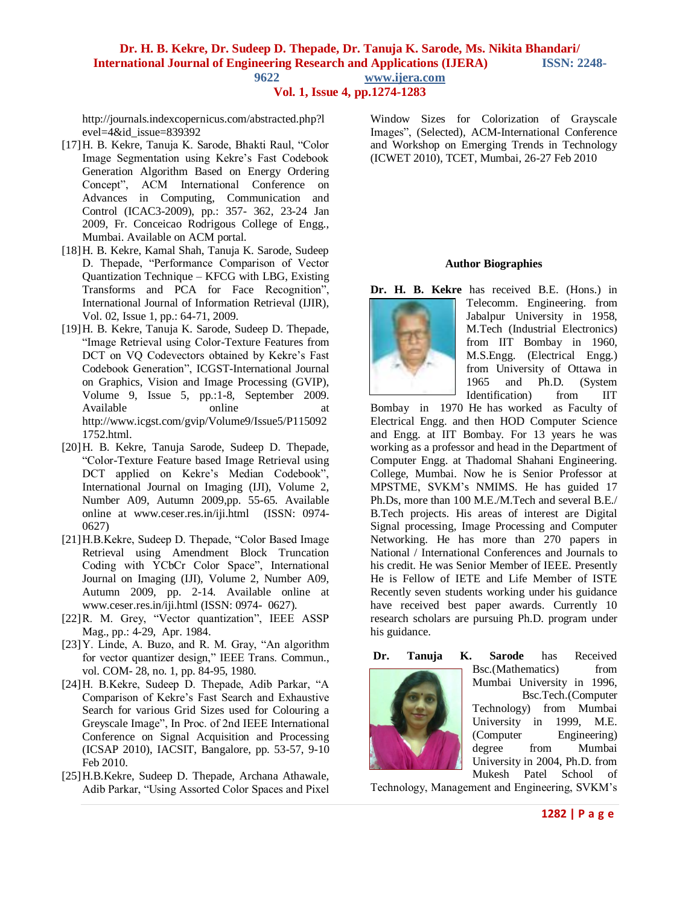http://journals.indexcopernicus.com/abstracted.php?level=4&id_issue=839392

[17] H. B. Kekre, Tanuja K. Sarode, Bhakti Raul, "Color Image Segmentation using Kekre's Fast Codebook Generation Algorithm Based on Energy Ordering Concept", ACM International Conference on Advances in Computing, Communication and Control (ICAC3-2009), pp.: 357- 362, 23-24 Jan 2009, Fr. Conceicao Rodrigous College of Engg., Mumbai. Available on ACM portal.

[18] H. B. Kekre, Kamal Shah, Tanuja K. Sarode, Sudeep D. Thepade, "Performance Comparison of Vector Quantization Technique – KFCG with LBG, Existing Transforms and PCA for Face Recognition", International Journal of Information Retrieval (IJIR), Vol. 02, Issue 1, pp.: 64-71, 2009.

[19] H. B. Kekre, Tanuja K. Sarode, Sudeep D. Thepade, "Image Retrieval using Color-Texture Features from DCT on VQ Codevectors obtained by Kekre's Fast Codebook Generation", ICGST-International Journal on Graphics, Vision and Image Processing (GVIP), Volume 9, Issue 5, pp.:1-8, September 2009. Available online at http://www.icgst.com/gvip/Volume9/Issue5/P1150921752.html.

[20] H. B. Kekre, Tanuja Sarode, Sudeep D. Thepade, "Color-Texture Feature based Image Retrieval using DCT applied on Kekre's Median Codebook", International Journal on Imaging (IJI), Volume 2, Number A09, Autumn 2009,pp. 55-65. Available online at www.ceser.res.in/iji.html (ISSN: 0974-0627)

[21] H.B.Kekre, Sudeep D. Thepade, "Color Based Image Retrieval using Amendment Block Truncation Coding with YCbCr Color Space", International Journal on Imaging (IJI), Volume 2, Number A09, Autumn 2009, pp. 2-14. Available online at www.ceser.res.in/iji.html (ISSN: 0974- 0627).

[22] R. M. Grey, "Vector quantization", IEEE ASSP Mag., pp.: 4-29, Apr. 1984.

[23] Y. Linde, A. Buzo, and R. M. Gray, "An algorithm for vector quantizer design," IEEE Trans. Commun., vol. COM- 28, no. 1, pp. 84-95, 1980.

[24] H. B.Kekre, Sudeep D. Thepade, Adib Parkar, "A Comparison of Kekre's Fast Search and Exhaustive Search for various Grid Sizes used for Colouring a Greyscale Image", In Proc. of 2nd IEEE International Conference on Signal Acquisition and Processing (ICSAP 2010), IACSIT, Bangalore, pp. 53-57, 9-10 Feb 2010.

[25] H.B.Kekre, Sudeep D. Thepade, Archana Athawale, Adib Parkar, "Using Assorted Color Spaces and Pixel Window Sizes for Colorization of Grayscale Images", (Selected), ACM-International Conference and Workshop on Emerging Trends in Technology (ICWET 2010), TCET, Mumbai, 26-27 Feb 2010

**Author Biographies**

**Dr. H. B. Kekre** has received B.E. (Hons.) in Telecomm. Engineering. from Jabalpur University in 1958, M.Tech (Industrial Electronics) from IIT Bombay in 1960, M.S.Engg. (Electrical Engg.) from University of Ottawa in 1965 and Ph.D. (System Identification) from IIT Bombay in 1970 He has worked as Faculty of Electrical Engg. and then HOD Computer Science and Engg. at IIT Bombay. For 13 years he was working as a professor and head in the Department of Computer Engg. at Thadomal Shahani Engineering. College, Mumbai. Now he is Senior Professor at MPSTME, SVKM's NMIMS. He has guided 17 Ph.Ds, more than 100 M.E./M.Tech and several B.E./ B.Tech projects. His areas of interest are Digital Signal processing, Image Processing and Computer Networking. He has more than 270 papers in National / International Conferences and Journals to his credit. He was Senior Member of IEEE. Presently He is Fellow of IETE and Life Member of ISTE Recently seven students working under his guidance have received best paper awards. Currently 10 research scholars are pursuing Ph.D. program under his guidance.

**Dr. Tanuja K. Sarode** has Received Bsc.(Mathematics) from Mumbai University in 1996, Bsc.Tech.(Computer Technology) from Mumbai University in 1999, M.E. (Computer Engineering) degree from Mumbai University in 2004, Ph.D. from Mukesh Patel School of Technology, Management and Engineering, SVKM's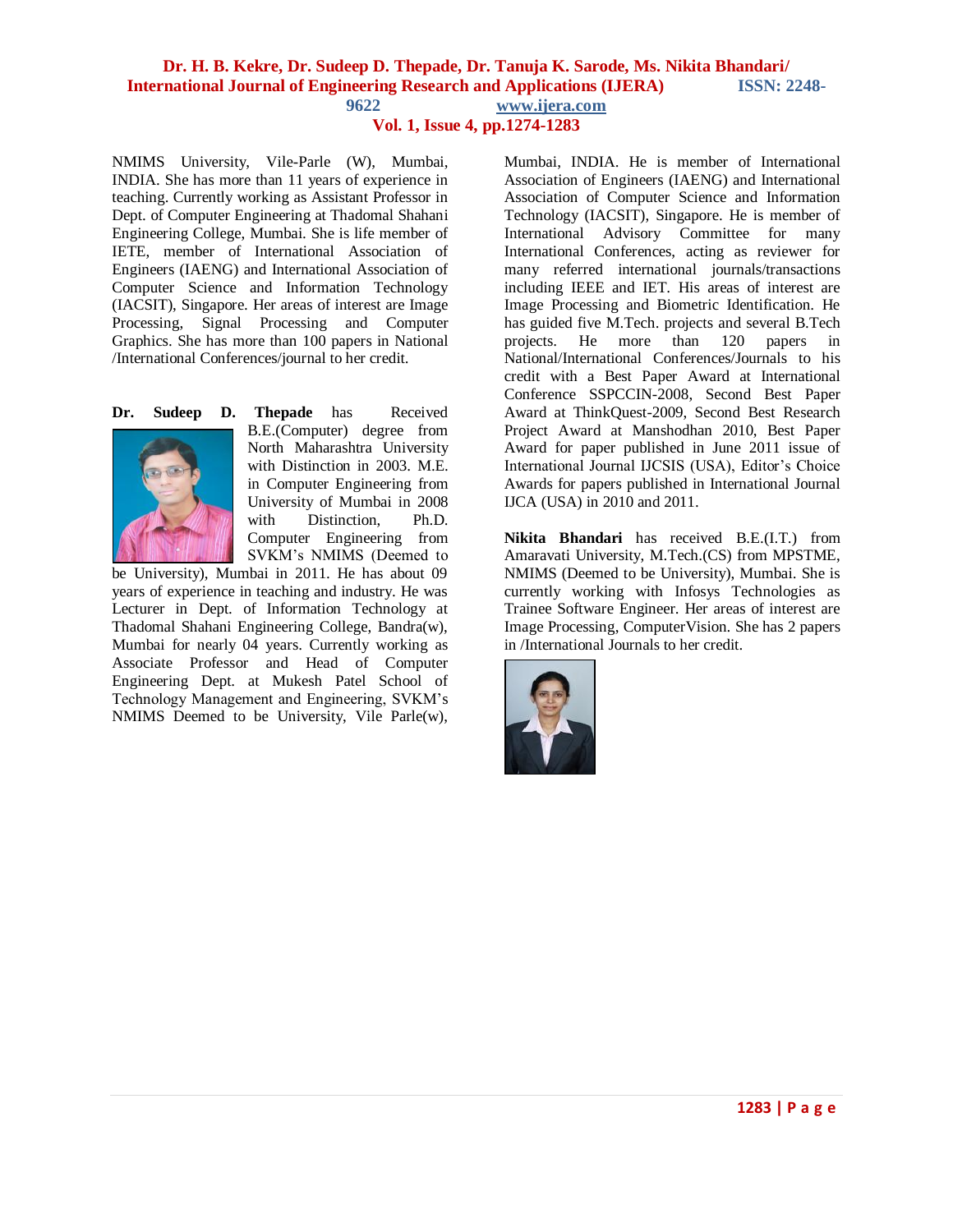NMIMS University, Vile-Parle (W), Mumbai, INDIA. She has more than 11 years of experience in teaching. Currently working as Assistant Professor in Dept. of Computer Engineering at Thadomal Shahani Engineering College, Mumbai. She is life member of IETE, member of International Association of Engineers (IAENG) and International Association of Computer Science and Information Technology (IACSIT), Singapore. Her areas of interest are Image Processing, Signal Processing and Computer Graphics. She has more than 100 papers in National /International Conferences/journal to her credit.

**Dr. Sudeep D. Thepade** has Received B.E.(Computer) degree from North Maharashtra University with Distinction in 2003. M.E. in Computer Engineering from University of Mumbai in 2008 with Distinction, Ph.D. Computer Engineering from SVKM's NMIMS (Deemed to be University), Mumbai in 2011. He has about 09 years of experience in teaching and industry. He was Lecturer in Dept. of Information Technology at Thadomal Shahani Engineering College, Bandra(w), Mumbai for nearly 04 years. Currently working as Associate Professor and Head of Computer Engineering Dept. at Mukesh Patel School of Technology Management and Engineering, SVKM's NMIMS Deemed to be University, Vile Parle(w), Mumbai, INDIA. He is member of International Association of Engineers (IAENG) and International Association of Computer Science and Information Technology (IACSIT), Singapore. He is member of International Advisory Committee for many International Conferences, acting as reviewer for many referred international journals/transactions including IEEE and IET. His areas of interest are Image Processing and Biometric Identification. He has guided five M.Tech. projects and several B.Tech projects. He more than 120 papers in National/International Conferences/Journals to his credit with a Best Paper Award at International Conference SSPCCIN-2008, Second Best Paper Award at ThinkQuest-2009, Second Best Research Project Award at Manshodhan 2010, Best Paper Award for paper published in June 2011 issue of International Journal IJCSIS (USA), Editor's Choice Awards for papers published in International Journal IJCA (USA) in 2010 and 2011.

**Nikita Bhandari** has received B.E.(I.T.) from Amaravati University, M.Tech.(CS) from MPSTME, NMIMS (Deemed to be University), Mumbai. She is currently working with Infosys Technologies as Trainee Software Engineer. Her areas of interest are Image Processing, ComputerVision. She has 2 papers in /International Journals to her credit.